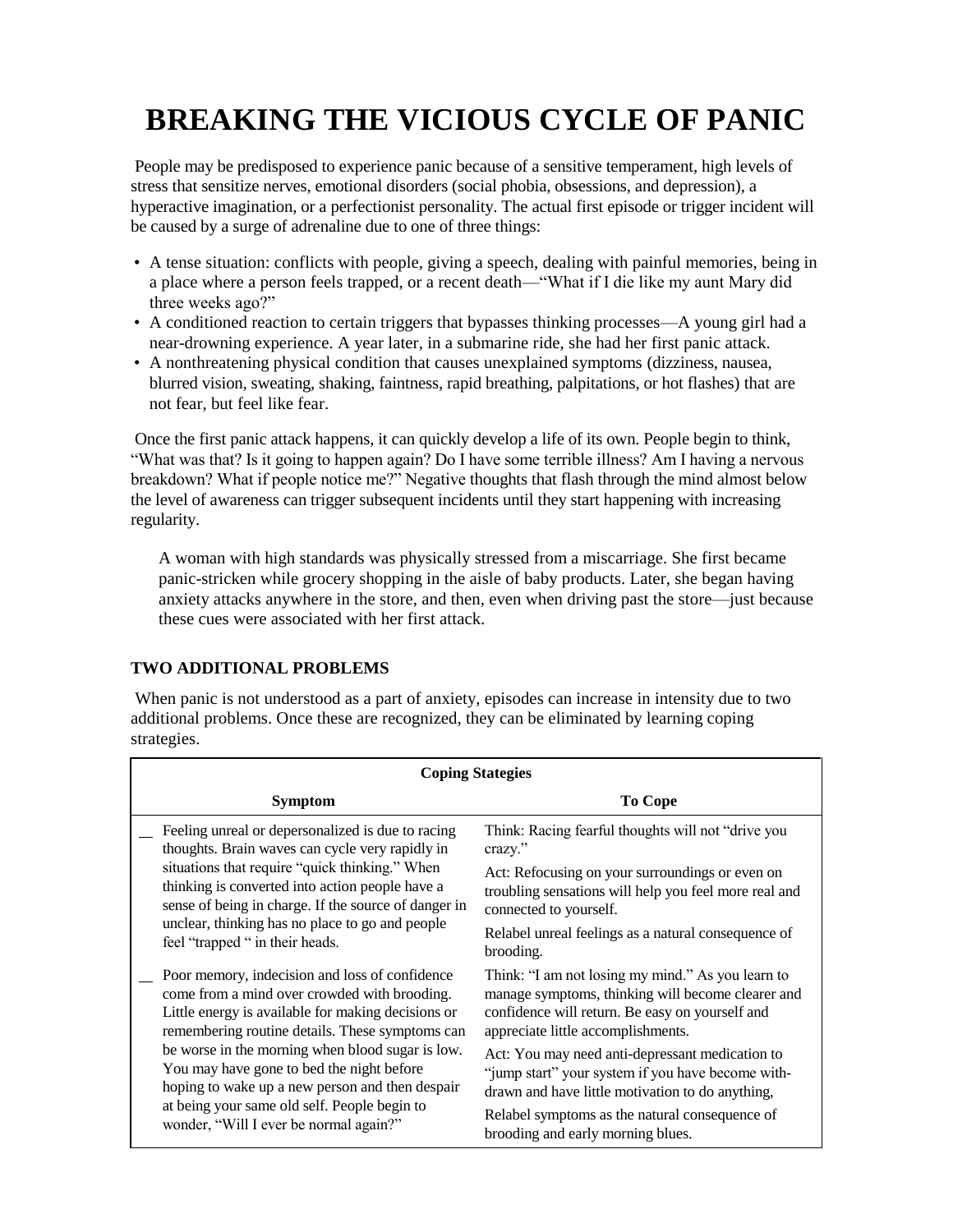# BREAKING THE VICIOUS CYCLE OF PANIC

People may be predisposed to experience panic because of a sensitive temperament, high levels of stress that sensitize nerves, emotional disorders (social phobia, obsessions, and depression), a hyperactive imagination, or a perfectionist personality. The actual first episode or trigger incident will be caused by a surge of adrenaline due to one of three things:

- A tense situation: conflicts with people, giving a speech, dealing with painful memories, being in a place where a person feels trapped, or a recent death—"What if I die like my aunt Mary did three weeks ago?"
- A conditioned reaction to certain triggers that bypasses thinking processes—A young girl had a near-drowning experience. A year later, in a submarine ride, she had her first panic attack.
- A nonthreatening physical condition that causes unexplained symptoms (dizziness, nausea, blurred vision, sweating, shaking, faintness, rapid breathing, palpitations, or hot flashes) that are not fear, but feel like fear.

Once the first panic attack happens, it can quickly develop a life of its own. People begin to think, "What was that? Is it going to happen again? Do I have some terrible illness? Am I having a nervous breakdown? What if people notice me?" Negative thoughts that flash through the mind almost below the level of awareness can trigger subsequent incidents until they start happening with increasing regularity.

> A woman with high standards was physically stressed from a miscarriage. She first became panic-stricken while grocery shopping in the aisle of baby products. Later, she began having anxiety attacks anywhere in the store, and then, even when driving past the store—just because these cues were associated with her first attack.

### TWO ADDITIONAL PROBLEMS

When panic is not understood as a part of anxiety, episodes can increase in intensity due to two additional problems. Once these are recognized, they can be eliminated by learning coping strategies.

**Coping Stategies**

| Symptom | To Cope |
|---|---|
| __ Feeling unreal or depersonalized is due to racing thoughts. Brain waves can cycle very rapidly in situations that require "quick thinking." When thinking is converted into action people have a sense of being in charge. If the source of danger in unclear, thinking has no place to go and people feel "trapped " in their heads. | Think: Racing fearful thoughts will not "drive you crazy."<br><br>Act: Refocusing on your surroundings or even on troubling sensations will help you feel more real and connected to yourself.<br><br>Relabel unreal feelings as a natural consequence of brooding. |
| __ Poor memory, indecision and loss of confidence come from a mind over crowded with brooding. Little energy is available for making decisions or remembering routine details. These symptoms can be worse in the morning when blood sugar is low. You may have gone to bed the night before hoping to wake up a new person and then despair at being your same old self. People begin to wonder, "Will I ever be normal again?" | Think: "I am not losing my mind." As you learn to manage symptoms, thinking will become clearer and confidence will return. Be easy on yourself and appreciate little accomplishments.<br><br>Act: You may need anti-depressant medication to "jump start" your system if you have become with-drawn and have little motivation to do anything,<br><br>Relabel symptoms as the natural consequence of brooding and early morning blues. |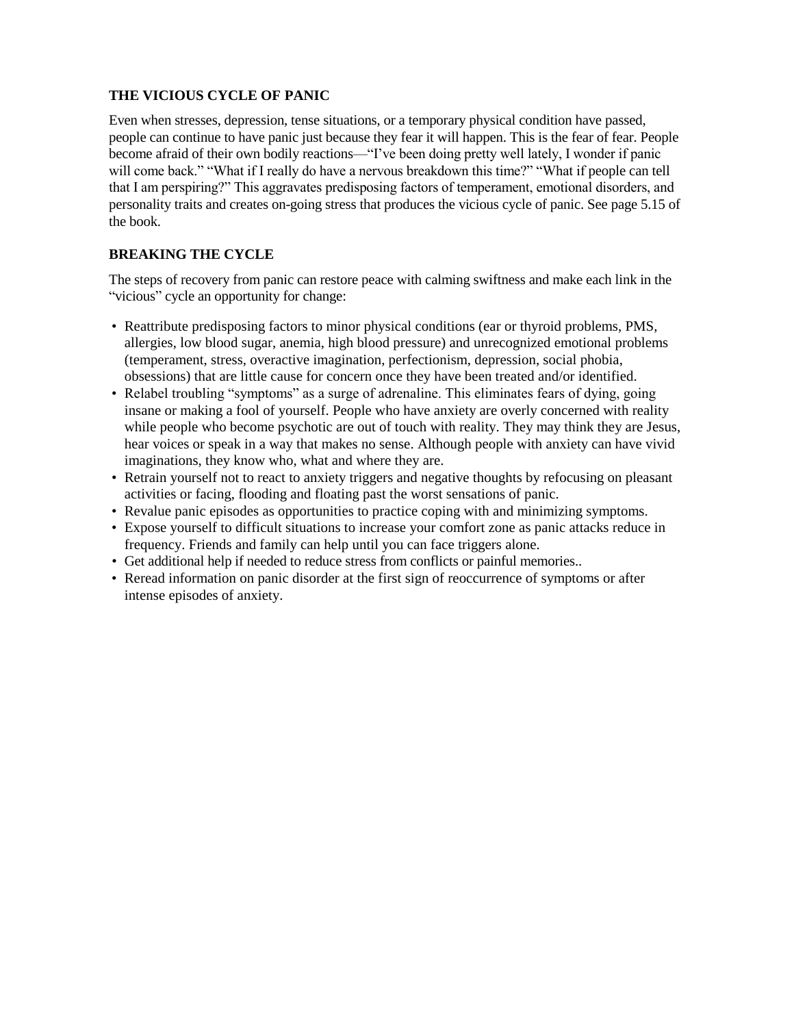**THE VICIOUS CYCLE OF PANIC**

Even when stresses, depression, tense situations, or a temporary physical condition have passed, people can continue to have panic just because they fear it will happen. This is the fear of fear. People become afraid of their own bodily reactions—"I've been doing pretty well lately, I wonder if panic will come back." "What if I really do have a nervous breakdown this time?" "What if people can tell that I am perspiring?" This aggravates predisposing factors of temperament, emotional disorders, and personality traits and creates on-going stress that produces the vicious cycle of panic. See page 5.15 of the book.

**BREAKING THE CYCLE**

The steps of recovery from panic can restore peace with calming swiftness and make each link in the "vicious" cycle an opportunity for change:

- Reattribute predisposing factors to minor physical conditions (ear or thyroid problems, PMS, allergies, low blood sugar, anemia, high blood pressure) and unrecognized emotional problems (temperament, stress, overactive imagination, perfectionism, depression, social phobia, obsessions) that are little cause for concern once they have been treated and/or identified.
- Relabel troubling "symptoms" as a surge of adrenaline. This eliminates fears of dying, going insane or making a fool of yourself. People who have anxiety are overly concerned with reality while people who become psychotic are out of touch with reality. They may think they are Jesus, hear voices or speak in a way that makes no sense. Although people with anxiety can have vivid imaginations, they know who, what and where they are.
- Retrain yourself not to react to anxiety triggers and negative thoughts by refocusing on pleasant activities or facing, flooding and floating past the worst sensations of panic.
- Revalue panic episodes as opportunities to practice coping with and minimizing symptoms.
- Expose yourself to difficult situations to increase your comfort zone as panic attacks reduce in frequency. Friends and family can help until you can face triggers alone.
- Get additional help if needed to reduce stress from conflicts or painful memories..
- Reread information on panic disorder at the first sign of reoccurrence of symptoms or after intense episodes of anxiety.